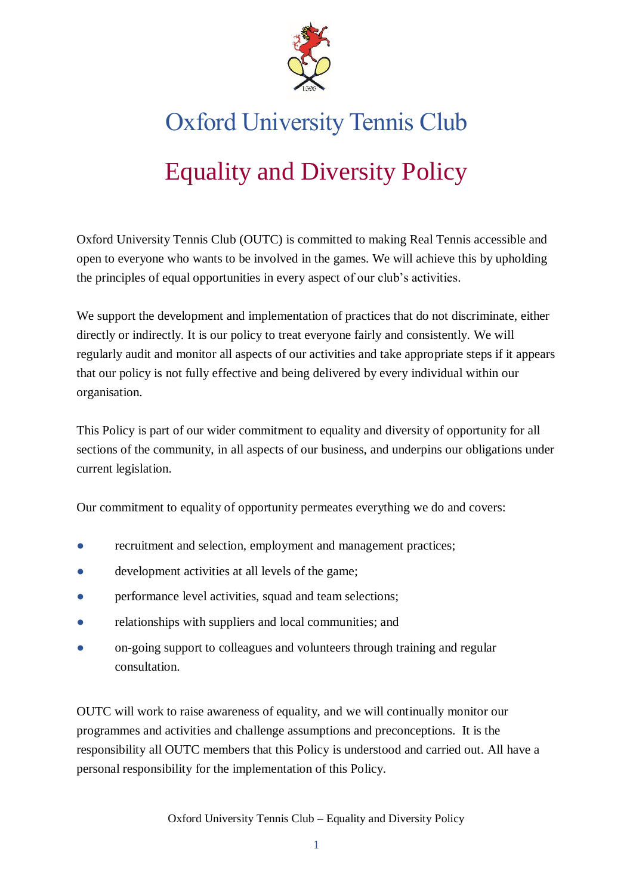# Oxford University Tennis Club

## Equality and Diversity Policy

Oxford University Tennis Club (OUTC) is committed to making Real Tennis accessible and open to everyone who wants to be involved in the games. We will achieve this by upholding the principles of equal opportunities in every aspect of our club's activities.

We support the development and implementation of practices that do not discriminate, either directly or indirectly. It is our policy to treat everyone fairly and consistently. We will regularly audit and monitor all aspects of our activities and take appropriate steps if it appears that our policy is not fully effective and being delivered by every individual within our organisation.

This Policy is part of our wider commitment to equality and diversity of opportunity for all sections of the community, in all aspects of our business, and underpins our obligations under current legislation.

Our commitment to equality of opportunity permeates everything we do and covers:

- recruitment and selection, employment and management practices;
- development activities at all levels of the game;
- performance level activities, squad and team selections;
- relationships with suppliers and local communities; and
- on-going support to colleagues and volunteers through training and regular consultation.

OUTC will work to raise awareness of equality, and we will continually monitor our programmes and activities and challenge assumptions and preconceptions. It is the responsibility all OUTC members that this Policy is understood and carried out. All have a personal responsibility for the implementation of this Policy.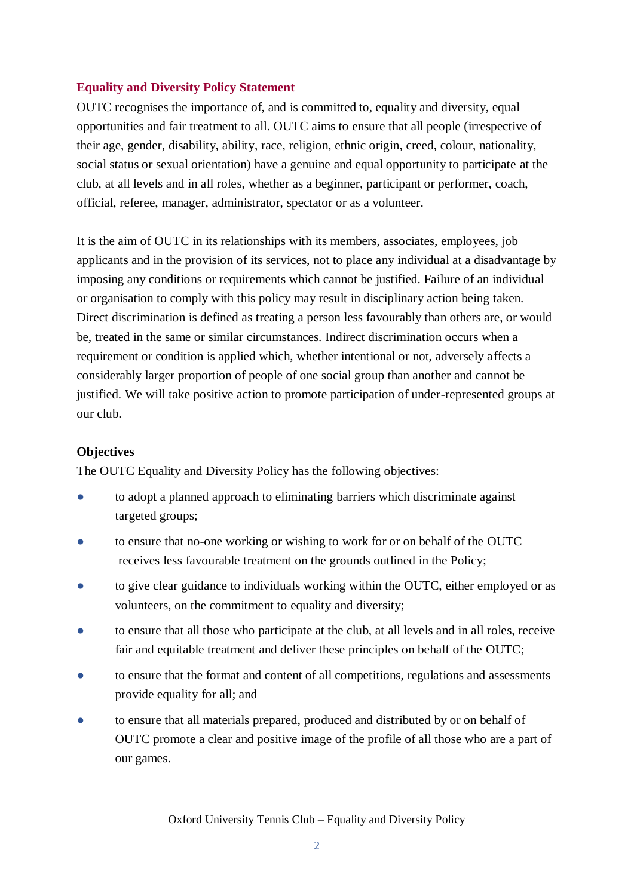## Equality and Diversity Policy Statement

OUTC recognises the importance of, and is committed to, equality and diversity, equal opportunities and fair treatment to all. OUTC aims to ensure that all people (irrespective of their age, gender, disability, ability, race, religion, ethnic origin, creed, colour, nationality, social status or sexual orientation) have a genuine and equal opportunity to participate at the club, at all levels and in all roles, whether as a beginner, participant or performer, coach, official, referee, manager, administrator, spectator or as a volunteer.

It is the aim of OUTC in its relationships with its members, associates, employees, job applicants and in the provision of its services, not to place any individual at a disadvantage by imposing any conditions or requirements which cannot be justified. Failure of an individual or organisation to comply with this policy may result in disciplinary action being taken. Direct discrimination is defined as treating a person less favourably than others are, or would be, treated in the same or similar circumstances. Indirect discrimination occurs when a requirement or condition is applied which, whether intentional or not, adversely affects a considerably larger proportion of people of one social group than another and cannot be justified. We will take positive action to promote participation of under-represented groups at our club.

### Objectives

The OUTC Equality and Diversity Policy has the following objectives:

- to adopt a planned approach to eliminating barriers which discriminate against targeted groups;
- to ensure that no-one working or wishing to work for or on behalf of the OUTC receives less favourable treatment on the grounds outlined in the Policy;
- to give clear guidance to individuals working within the OUTC, either employed or as volunteers, on the commitment to equality and diversity;
- to ensure that all those who participate at the club, at all levels and in all roles, receive fair and equitable treatment and deliver these principles on behalf of the OUTC;
- to ensure that the format and content of all competitions, regulations and assessments provide equality for all; and
- to ensure that all materials prepared, produced and distributed by or on behalf of OUTC promote a clear and positive image of the profile of all those who are a part of our games.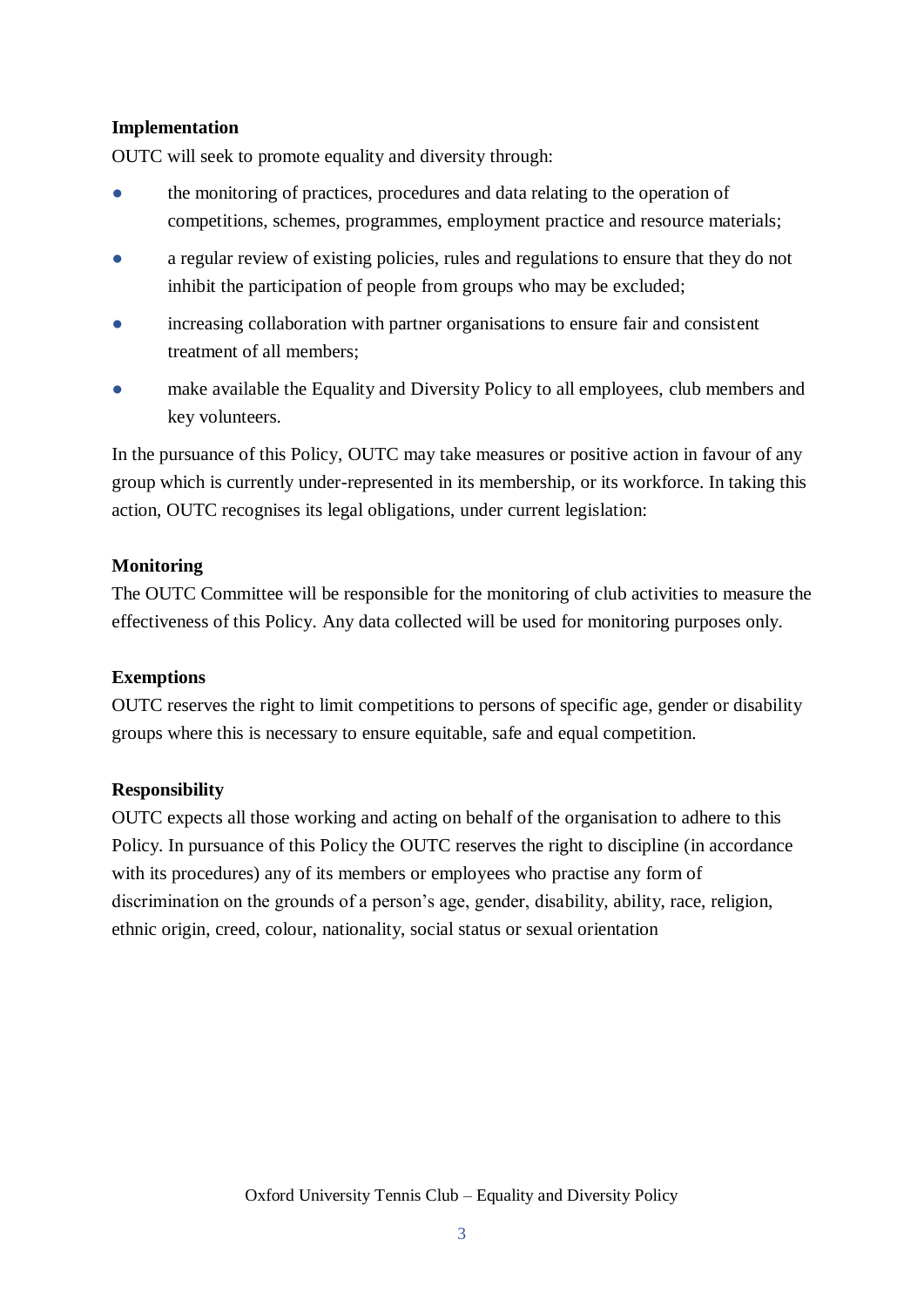**Implementation**

OUTC will seek to promote equality and diversity through:

- the monitoring of practices, procedures and data relating to the operation of competitions, schemes, programmes, employment practice and resource materials;
- a regular review of existing policies, rules and regulations to ensure that they do not inhibit the participation of people from groups who may be excluded;
- increasing collaboration with partner organisations to ensure fair and consistent treatment of all members;
- make available the Equality and Diversity Policy to all employees, club members and key volunteers.

In the pursuance of this Policy, OUTC may take measures or positive action in favour of any group which is currently under-represented in its membership, or its workforce. In taking this action, OUTC recognises its legal obligations, under current legislation:

**Monitoring**

The OUTC Committee will be responsible for the monitoring of club activities to measure the effectiveness of this Policy. Any data collected will be used for monitoring purposes only.

**Exemptions**

OUTC reserves the right to limit competitions to persons of specific age, gender or disability groups where this is necessary to ensure equitable, safe and equal competition.

**Responsibility**

OUTC expects all those working and acting on behalf of the organisation to adhere to this Policy. In pursuance of this Policy the OUTC reserves the right to discipline (in accordance with its procedures) any of its members or employees who practise any form of discrimination on the grounds of a person's age, gender, disability, ability, race, religion, ethnic origin, creed, colour, nationality, social status or sexual orientation